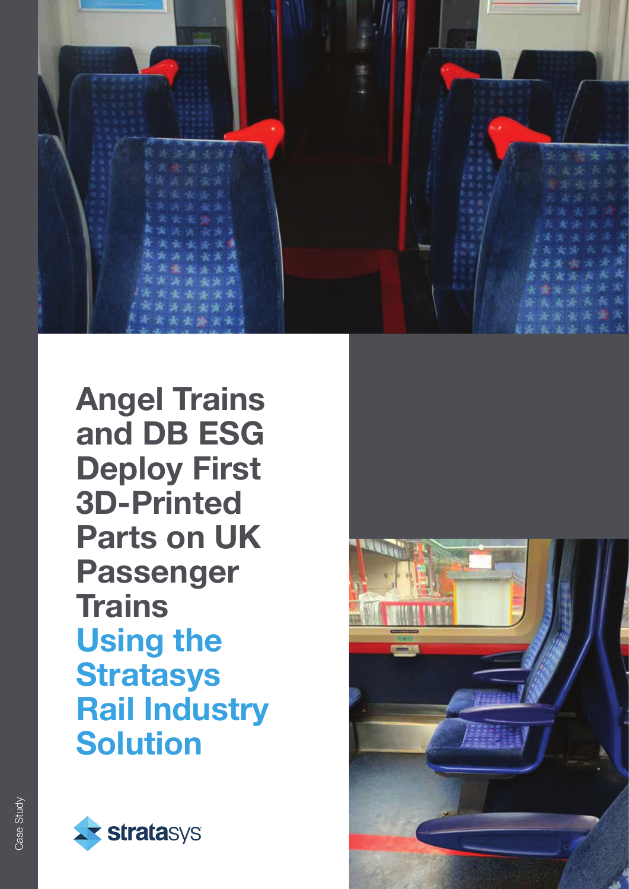# Angel Trains and DB ESG Deploy First 3D-Printed Parts on UK Passenger Trains

## Using the Stratasys Rail Industry Solution

Case Study

stratasys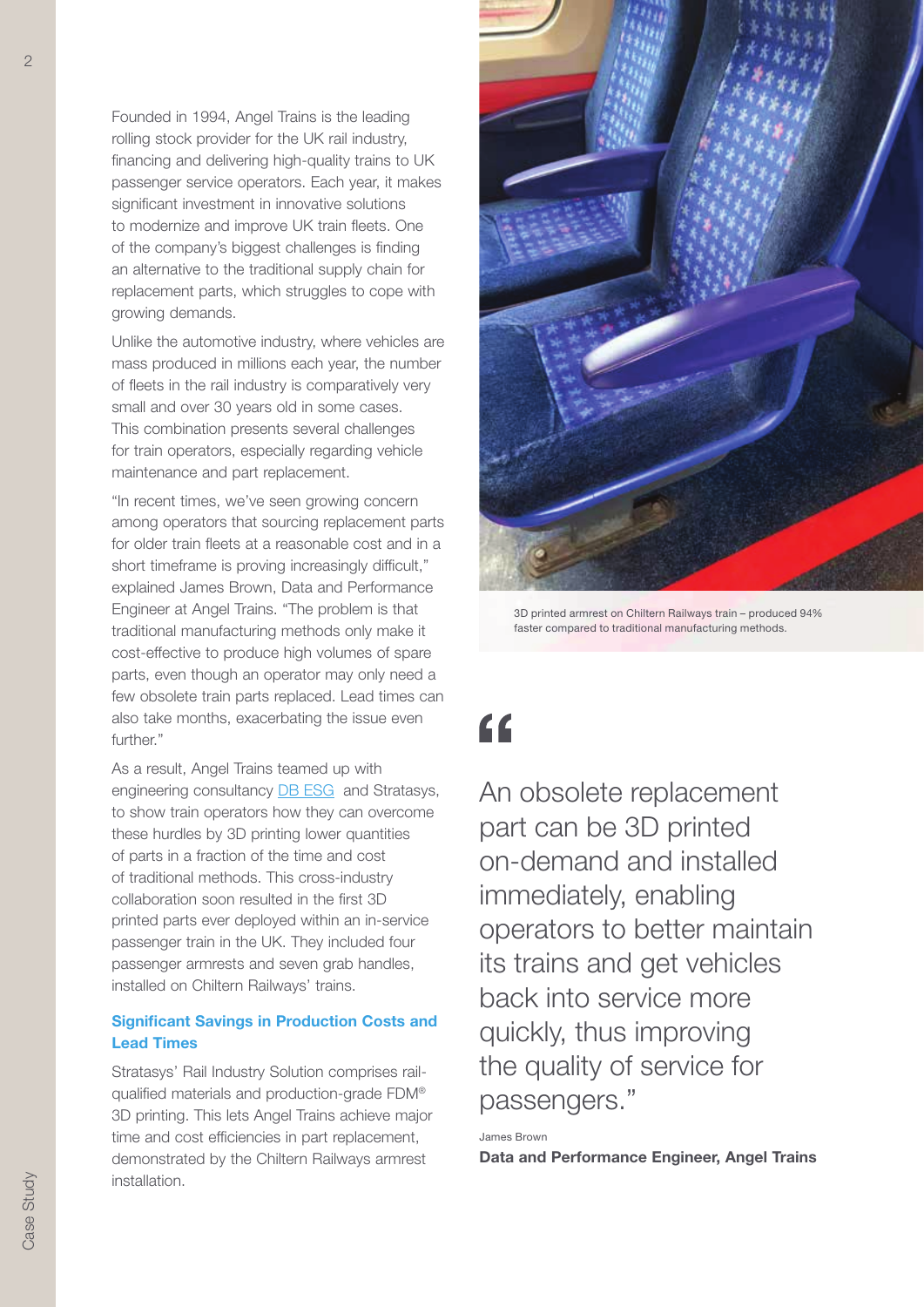Founded in 1994, Angel Trains is the leading rolling stock provider for the UK rail industry, financing and delivering high-quality trains to UK passenger service operators. Each year, it makes significant investment in innovative solutions to modernize and improve UK train fleets. One of the company's biggest challenges is finding an alternative to the traditional supply chain for replacement parts, which struggles to cope with growing demands.

Unlike the automotive industry, where vehicles are mass produced in millions each year, the number of fleets in the rail industry is comparatively very small and over 30 years old in some cases. This combination presents several challenges for train operators, especially regarding vehicle maintenance and part replacement.

"In recent times, we've seen growing concern among operators that sourcing replacement parts for older train fleets at a reasonable cost and in a short timeframe is proving increasingly difficult," explained James Brown, Data and Performance Engineer at Angel Trains. "The problem is that traditional manufacturing methods only make it cost-effective to produce high volumes of spare parts, even though an operator may only need a few obsolete train parts replaced. Lead times can also take months, exacerbating the issue even further."

As a result, Angel Trains teamed up with engineering consultancy DB ESG and Stratasys, to show train operators how they can overcome these hurdles by 3D printing lower quantities of parts in a fraction of the time and cost of traditional methods. This cross-industry collaboration soon resulted in the first 3D printed parts ever deployed within an in-service passenger train in the UK. They included four passenger armrests and seven grab handles, installed on Chiltern Railways' trains.

### Significant Savings in Production Costs and Lead Times

Stratasys' Rail Industry Solution comprises rail-qualified materials and production-grade FDM® 3D printing. This lets Angel Trains achieve major time and cost efficiencies in part replacement, demonstrated by the Chiltern Railways armrest installation.

3D printed armrest on Chiltern Railways train – produced 94% faster compared to traditional manufacturing methods.

> "An obsolete replacement part can be 3D printed on-demand and installed immediately, enabling operators to better maintain its trains and get vehicles back into service more quickly, thus improving the quality of service for passengers."
>
> James Brown
> **Data and Performance Engineer, Angel Trains**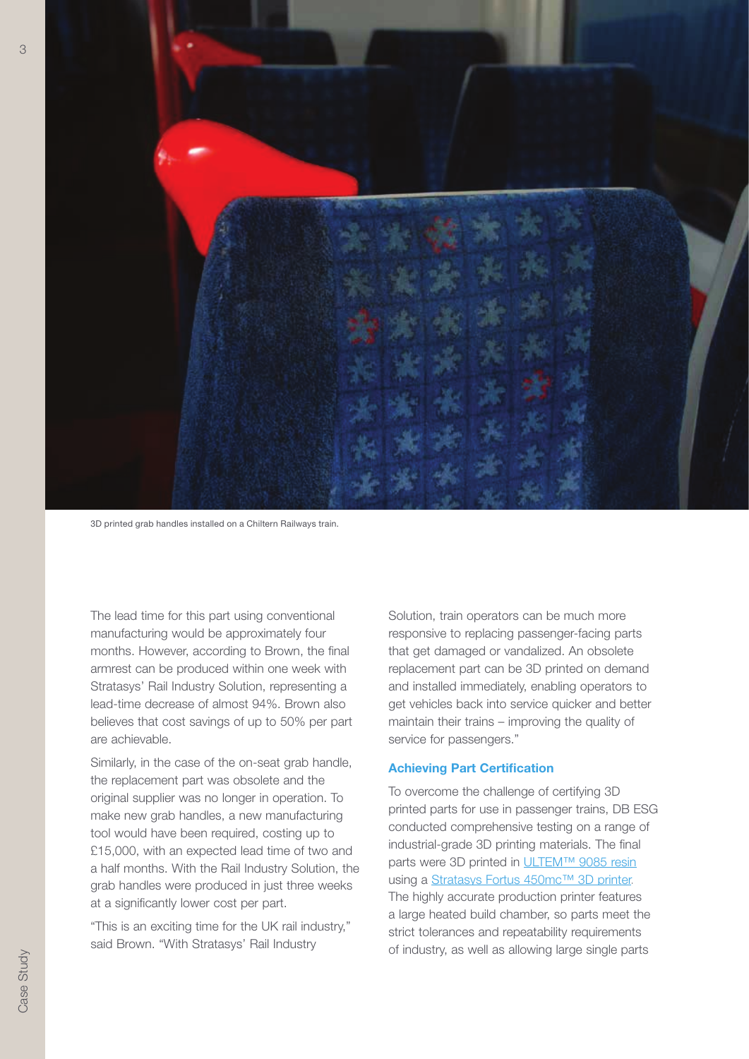3D printed grab handles installed on a Chiltern Railways train.

The lead time for this part using conventional manufacturing would be approximately four months. However, according to Brown, the final armrest can be produced within one week with Stratasys' Rail Industry Solution, representing a lead-time decrease of almost 94%. Brown also believes that cost savings of up to 50% per part are achievable.

Similarly, in the case of the on-seat grab handle, the replacement part was obsolete and the original supplier was no longer in operation. To make new grab handles, a new manufacturing tool would have been required, costing up to £15,000, with an expected lead time of two and a half months. With the Rail Industry Solution, the grab handles were produced in just three weeks at a significantly lower cost per part.

"This is an exciting time for the UK rail industry," said Brown. "With Stratasys' Rail Industry Solution, train operators can be much more responsive to replacing passenger-facing parts that get damaged or vandalized. An obsolete replacement part can be 3D printed on demand and installed immediately, enabling operators to get vehicles back into service quicker and better maintain their trains – improving the quality of service for passengers."

### Achieving Part Certification

To overcome the challenge of certifying 3D printed parts for use in passenger trains, DB ESG conducted comprehensive testing on a range of industrial-grade 3D printing materials. The final parts were 3D printed in ULTEM™ 9085 resin using a Stratasys Fortus 450mc™ 3D printer. The highly accurate production printer features a large heated build chamber, so parts meet the strict tolerances and repeatability requirements of industry, as well as allowing large single parts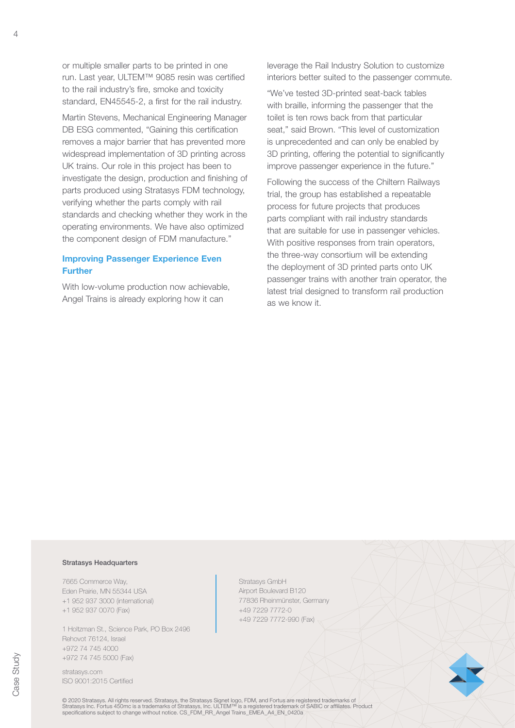or multiple smaller parts to be printed in one run. Last year, ULTEM™ 9085 resin was certified to the rail industry's fire, smoke and toxicity standard, EN45545-2, a first for the rail industry.

Martin Stevens, Mechanical Engineering Manager DB ESG commented, "Gaining this certification removes a major barrier that has prevented more widespread implementation of 3D printing across UK trains. Our role in this project has been to investigate the design, production and finishing of parts produced using Stratasys FDM technology, verifying whether the parts comply with rail standards and checking whether they work in the operating environments. We have also optimized the component design of FDM manufacture."

### Improving Passenger Experience Even Further

With low-volume production now achievable, Angel Trains is already exploring how it can leverage the Rail Industry Solution to customize interiors better suited to the passenger commute.

"We've tested 3D-printed seat-back tables with braille, informing the passenger that the toilet is ten rows back from that particular seat," said Brown. "This level of customization is unprecedented and can only be enabled by 3D printing, offering the potential to significantly improve passenger experience in the future."

Following the success of the Chiltern Railways trial, the group has established a repeatable process for future projects that produces parts compliant with rail industry standards that are suitable for use in passenger vehicles. With positive responses from train operators, the three-way consortium will be extending the deployment of 3D printed parts onto UK passenger trains with another train operator, the latest trial designed to transform rail production as we know it.

**Stratasys Headquarters**

7665 Commerce Way,
Eden Prairie, MN 55344 USA
+1 952 937 3000 (international)
+1 952 937 0070 (Fax)

1 Holtzman St., Science Park, PO Box 2496
Rehovot 76124, Israel
+972 74 745 4000
+972 74 745 5000 (Fax)

stratasys.com
ISO 9001:2015 Certified

Stratasys GmbH
Airport Boulevard B120
77836 Rheinmünster, Germany
+49 7229 7772-0
+49 7229 7772-990 (Fax)

© 2020 Stratasys. All rights reserved. Stratasys, the Stratasys Signet logo, FDM, and Fortus are registered trademarks of Stratasys Inc. Fortus 450mc is a trademarks of Stratasys, Inc. ULTEM™ is a registered trademark of SABIC or affiliates. Product specifications subject to change without notice. CS_FDM_RR_Angel Trains_EMEA_A4_EN_0420a